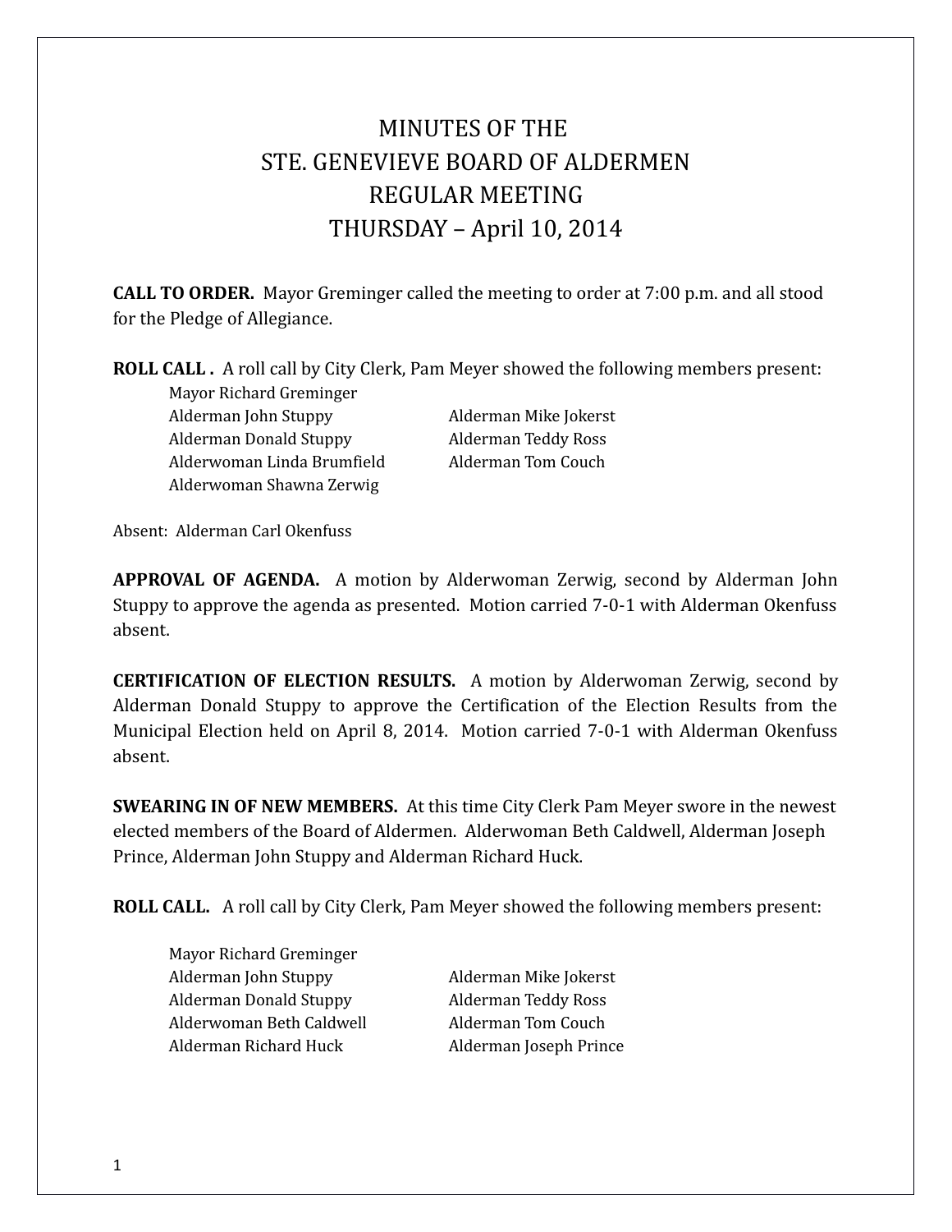# MINUTES OF THE
# STE. GENEVIEVE BOARD OF ALDERMEN
# REGULAR MEETING
# THURSDAY – April 10, 2014

**CALL TO ORDER.** Mayor Greminger called the meeting to order at 7:00 p.m. and all stood for the Pledge of Allegiance.

**ROLL CALL .** A roll call by City Clerk, Pam Meyer showed the following members present:

Mayor Richard Greminger
Alderman John Stuppy
Alderman Donald Stuppy
Alderwoman Linda Brumfield
Alderwoman Shawna Zerwig
Alderman Mike Jokerst
Alderman Teddy Ross
Alderman Tom Couch

Absent: Alderman Carl Okenfuss

**APPROVAL OF AGENDA.** A motion by Alderwoman Zerwig, second by Alderman John Stuppy to approve the agenda as presented. Motion carried 7-0-1 with Alderman Okenfuss absent.

**CERTIFICATION OF ELECTION RESULTS.** A motion by Alderwoman Zerwig, second by Alderman Donald Stuppy to approve the Certification of the Election Results from the Municipal Election held on April 8, 2014. Motion carried 7-0-1 with Alderman Okenfuss absent.

**SWEARING IN OF NEW MEMBERS.** At this time City Clerk Pam Meyer swore in the newest elected members of the Board of Aldermen. Alderwoman Beth Caldwell, Alderman Joseph Prince, Alderman John Stuppy and Alderman Richard Huck.

**ROLL CALL.** A roll call by City Clerk, Pam Meyer showed the following members present:

Mayor Richard Greminger
Alderman John Stuppy
Alderman Donald Stuppy
Alderwoman Beth Caldwell
Alderman Richard Huck
Alderman Mike Jokerst
Alderman Teddy Ross
Alderman Tom Couch
Alderman Joseph Prince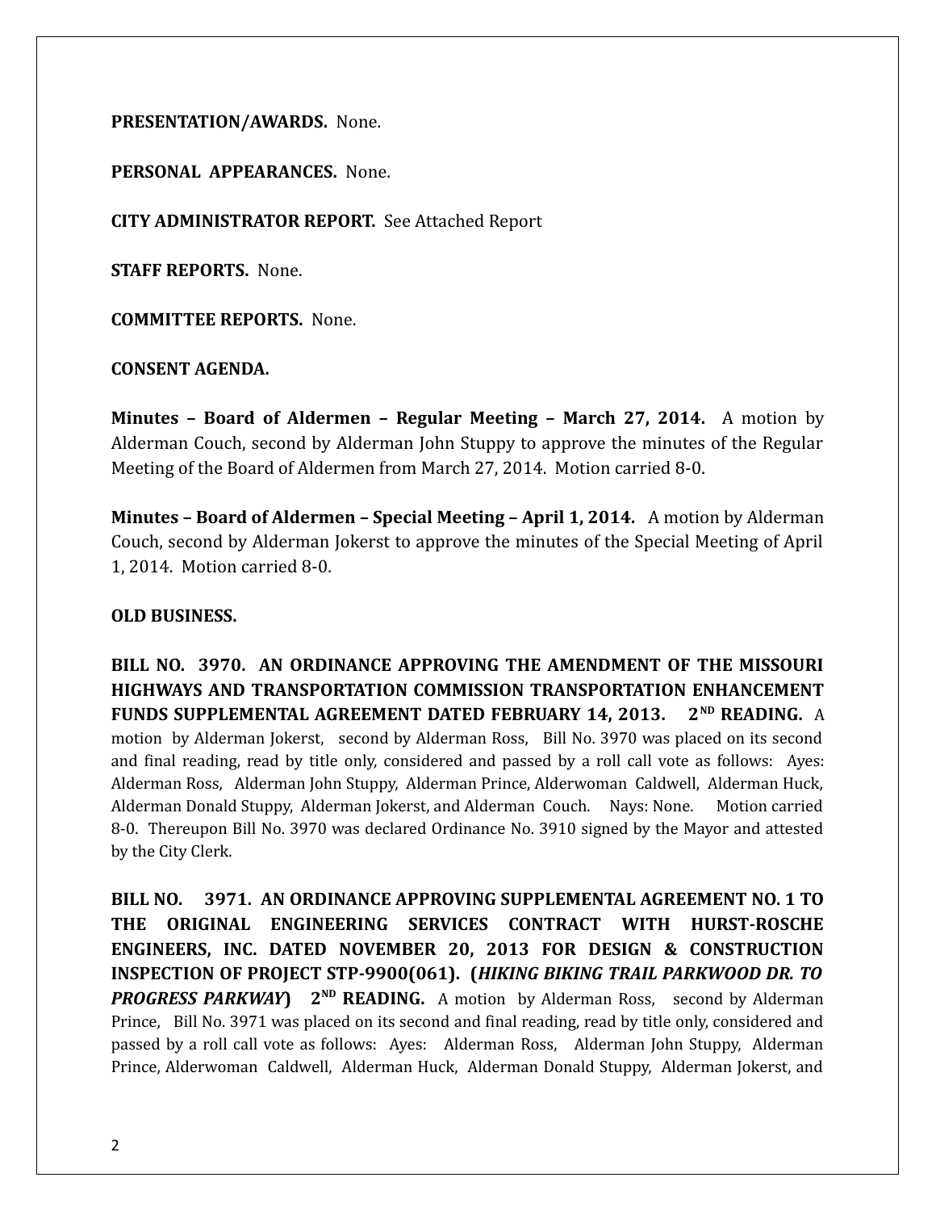**PRESENTATION/AWARDS.** None.

**PERSONAL APPEARANCES.** None.

**CITY ADMINISTRATOR REPORT.** See Attached Report

**STAFF REPORTS.** None.

**COMMITTEE REPORTS.** None.

**CONSENT AGENDA.**

**Minutes – Board of Aldermen – Regular Meeting – March 27, 2014.** A motion by Alderman Couch, second by Alderman John Stuppy to approve the minutes of the Regular Meeting of the Board of Aldermen from March 27, 2014. Motion carried 8-0.

**Minutes – Board of Aldermen – Special Meeting – April 1, 2014.** A motion by Alderman Couch, second by Alderman Jokerst to approve the minutes of the Special Meeting of April 1, 2014. Motion carried 8-0.

**OLD BUSINESS.**

**BILL NO. 3970. AN ORDINANCE APPROVING THE AMENDMENT OF THE MISSOURI HIGHWAYS AND TRANSPORTATION COMMISSION TRANSPORTATION ENHANCEMENT FUNDS SUPPLEMENTAL AGREEMENT DATED FEBRUARY 14, 2013. 2ND READING.** A motion by Alderman Jokerst, second by Alderman Ross, Bill No. 3970 was placed on its second and final reading, read by title only, considered and passed by a roll call vote as follows: Ayes: Alderman Ross, Alderman John Stuppy, Alderman Prince, Alderwoman Caldwell, Alderman Huck, Alderman Donald Stuppy, Alderman Jokerst, and Alderman Couch. Nays: None. Motion carried 8-0. Thereupon Bill No. 3970 was declared Ordinance No. 3910 signed by the Mayor and attested by the City Clerk.

**BILL NO. 3971. AN ORDINANCE APPROVING SUPPLEMENTAL AGREEMENT NO. 1 TO THE ORIGINAL ENGINEERING SERVICES CONTRACT WITH HURST-ROSCHE ENGINEERS, INC. DATED NOVEMBER 20, 2013 FOR DESIGN & CONSTRUCTION INSPECTION OF PROJECT STP-9900(061). (*HIKING BIKING TRAIL PARKWOOD DR. TO PROGRESS PARKWAY*) 2ND READING.** A motion by Alderman Ross, second by Alderman Prince, Bill No. 3971 was placed on its second and final reading, read by title only, considered and passed by a roll call vote as follows: Ayes: Alderman Ross, Alderman John Stuppy, Alderman Prince, Alderwoman Caldwell, Alderman Huck, Alderman Donald Stuppy, Alderman Jokerst, and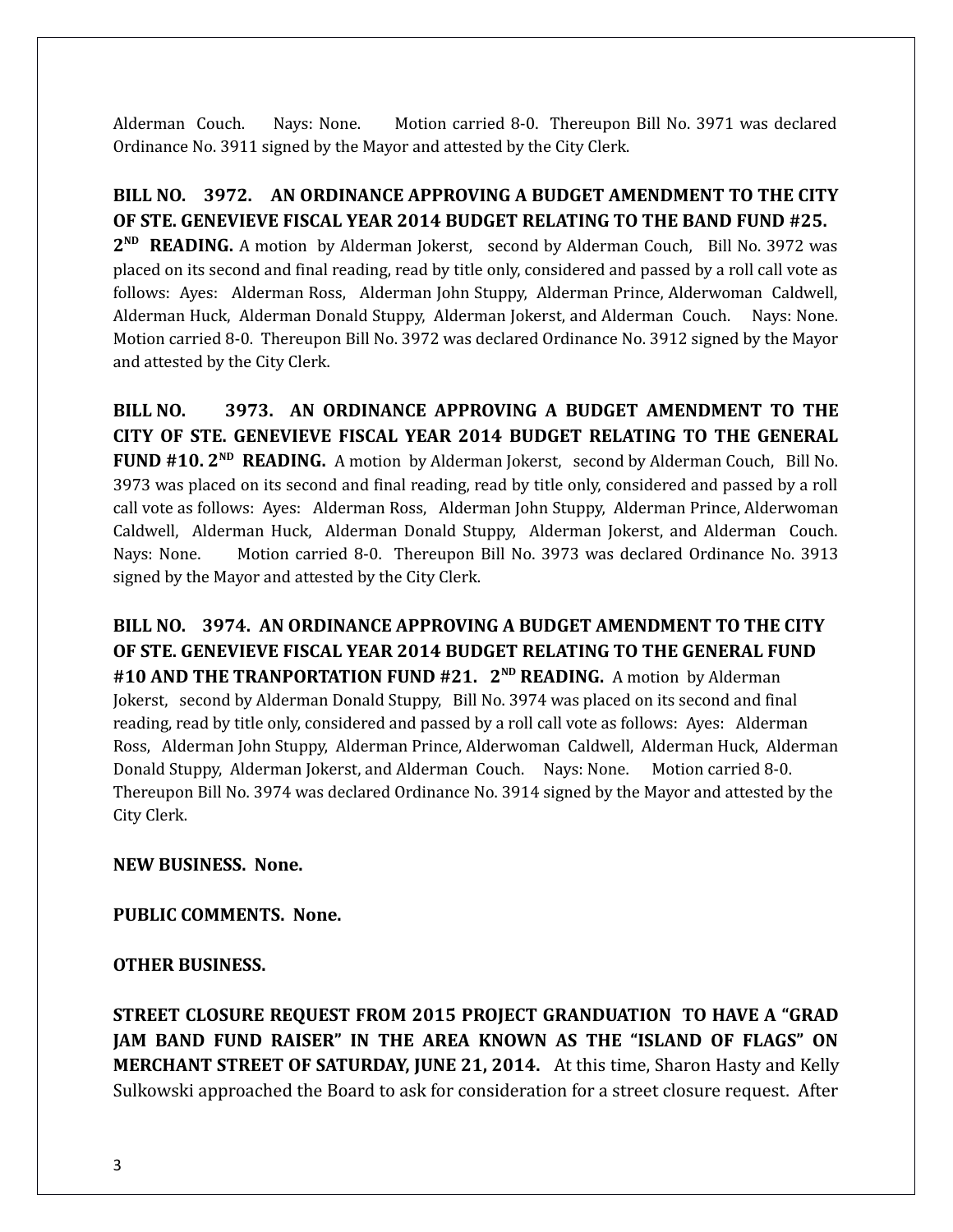Alderman Couch. Nays: None. Motion carried 8-0. Thereupon Bill No. 3971 was declared Ordinance No. 3911 signed by the Mayor and attested by the City Clerk.

**BILL NO. 3972. AN ORDINANCE APPROVING A BUDGET AMENDMENT TO THE CITY OF STE. GENEVIEVE FISCAL YEAR 2014 BUDGET RELATING TO THE BAND FUND #25. 2ND READING.** A motion by Alderman Jokerst, second by Alderman Couch, Bill No. 3972 was placed on its second and final reading, read by title only, considered and passed by a roll call vote as follows: Ayes: Alderman Ross, Alderman John Stuppy, Alderman Prince, Alderwoman Caldwell, Alderman Huck, Alderman Donald Stuppy, Alderman Jokerst, and Alderman Couch. Nays: None. Motion carried 8-0. Thereupon Bill No. 3972 was declared Ordinance No. 3912 signed by the Mayor and attested by the City Clerk.

**BILL NO. 3973. AN ORDINANCE APPROVING A BUDGET AMENDMENT TO THE CITY OF STE. GENEVIEVE FISCAL YEAR 2014 BUDGET RELATING TO THE GENERAL FUND #10. 2ND READING.** A motion by Alderman Jokerst, second by Alderman Couch, Bill No. 3973 was placed on its second and final reading, read by title only, considered and passed by a roll call vote as follows: Ayes: Alderman Ross, Alderman John Stuppy, Alderman Prince, Alderwoman Caldwell, Alderman Huck, Alderman Donald Stuppy, Alderman Jokerst, and Alderman Couch. Nays: None. Motion carried 8-0. Thereupon Bill No. 3973 was declared Ordinance No. 3913 signed by the Mayor and attested by the City Clerk.

**BILL NO. 3974. AN ORDINANCE APPROVING A BUDGET AMENDMENT TO THE CITY OF STE. GENEVIEVE FISCAL YEAR 2014 BUDGET RELATING TO THE GENERAL FUND #10 AND THE TRANPORTATION FUND #21. 2ND READING.** A motion by Alderman Jokerst, second by Alderman Donald Stuppy, Bill No. 3974 was placed on its second and final reading, read by title only, considered and passed by a roll call vote as follows: Ayes: Alderman Ross, Alderman John Stuppy, Alderman Prince, Alderwoman Caldwell, Alderman Huck, Alderman Donald Stuppy, Alderman Jokerst, and Alderman Couch. Nays: None. Motion carried 8-0. Thereupon Bill No. 3974 was declared Ordinance No. 3914 signed by the Mayor and attested by the City Clerk.

**NEW BUSINESS. None.**

**PUBLIC COMMENTS. None.**

**OTHER BUSINESS.**

**STREET CLOSURE REQUEST FROM 2015 PROJECT GRANDUATION TO HAVE A "GRAD JAM BAND FUND RAISER" IN THE AREA KNOWN AS THE "ISLAND OF FLAGS" ON MERCHANT STREET OF SATURDAY, JUNE 21, 2014.** At this time, Sharon Hasty and Kelly Sulkowski approached the Board to ask for consideration for a street closure request. After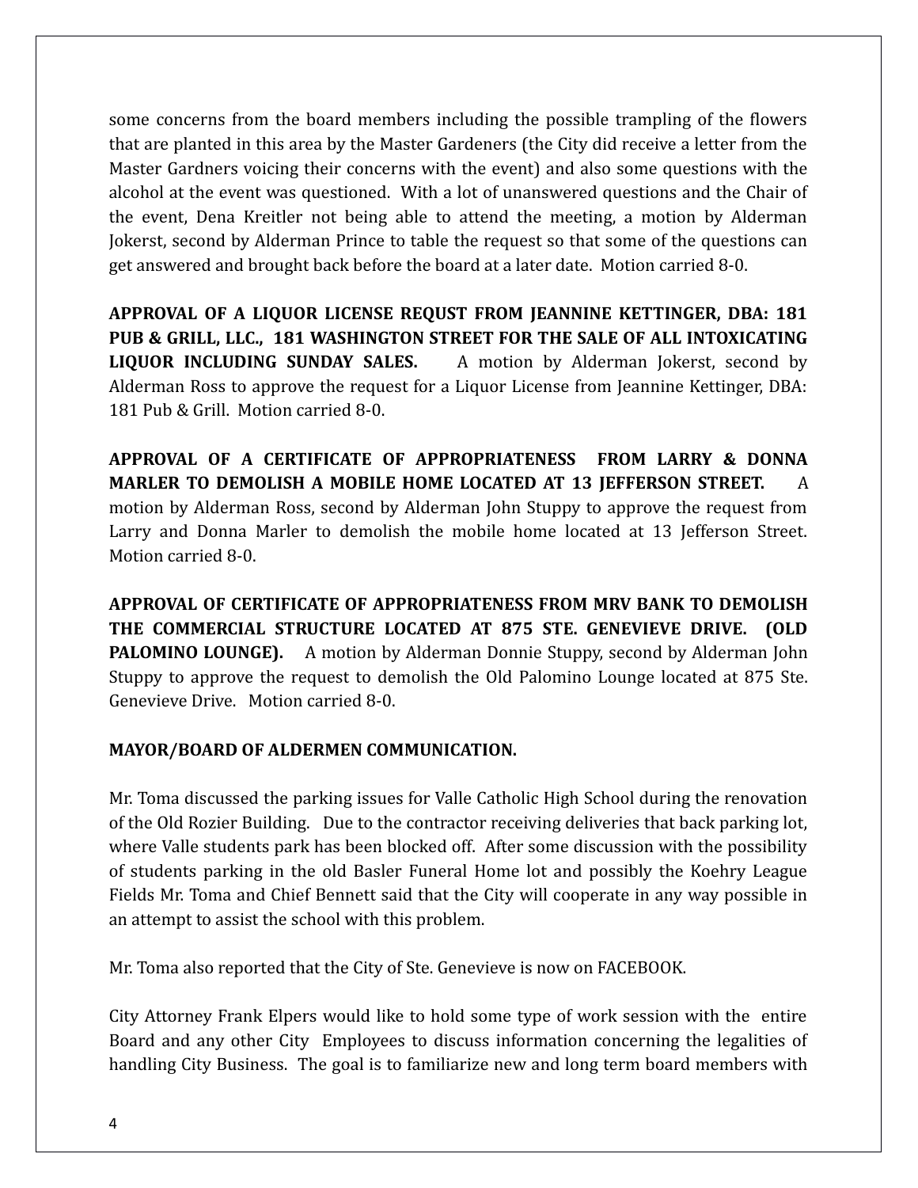some concerns from the board members including the possible trampling of the flowers that are planted in this area by the Master Gardeners (the City did receive a letter from the Master Gardners voicing their concerns with the event) and also some questions with the alcohol at the event was questioned. With a lot of unanswered questions and the Chair of the event, Dena Kreitler not being able to attend the meeting, a motion by Alderman Jokerst, second by Alderman Prince to table the request so that some of the questions can get answered and brought back before the board at a later date. Motion carried 8-0.

**APPROVAL OF A LIQUOR LICENSE REQUST FROM JEANNINE KETTINGER, DBA: 181 PUB & GRILL, LLC., 181 WASHINGTON STREET FOR THE SALE OF ALL INTOXICATING LIQUOR INCLUDING SUNDAY SALES.** A motion by Alderman Jokerst, second by Alderman Ross to approve the request for a Liquor License from Jeannine Kettinger, DBA: 181 Pub & Grill. Motion carried 8-0.

**APPROVAL OF A CERTIFICATE OF APPROPRIATENESS FROM LARRY & DONNA MARLER TO DEMOLISH A MOBILE HOME LOCATED AT 13 JEFFERSON STREET.** A motion by Alderman Ross, second by Alderman John Stuppy to approve the request from Larry and Donna Marler to demolish the mobile home located at 13 Jefferson Street. Motion carried 8-0.

**APPROVAL OF CERTIFICATE OF APPROPRIATENESS FROM MRV BANK TO DEMOLISH THE COMMERCIAL STRUCTURE LOCATED AT 875 STE. GENEVIEVE DRIVE. (OLD PALOMINO LOUNGE).** A motion by Alderman Donnie Stuppy, second by Alderman John Stuppy to approve the request to demolish the Old Palomino Lounge located at 875 Ste. Genevieve Drive. Motion carried 8-0.

**MAYOR/BOARD OF ALDERMEN COMMUNICATION.**

Mr. Toma discussed the parking issues for Valle Catholic High School during the renovation of the Old Rozier Building. Due to the contractor receiving deliveries that back parking lot, where Valle students park has been blocked off. After some discussion with the possibility of students parking in the old Basler Funeral Home lot and possibly the Koehry League Fields Mr. Toma and Chief Bennett said that the City will cooperate in any way possible in an attempt to assist the school with this problem.

Mr. Toma also reported that the City of Ste. Genevieve is now on FACEBOOK.

City Attorney Frank Elpers would like to hold some type of work session with the entire Board and any other City Employees to discuss information concerning the legalities of handling City Business. The goal is to familiarize new and long term board members with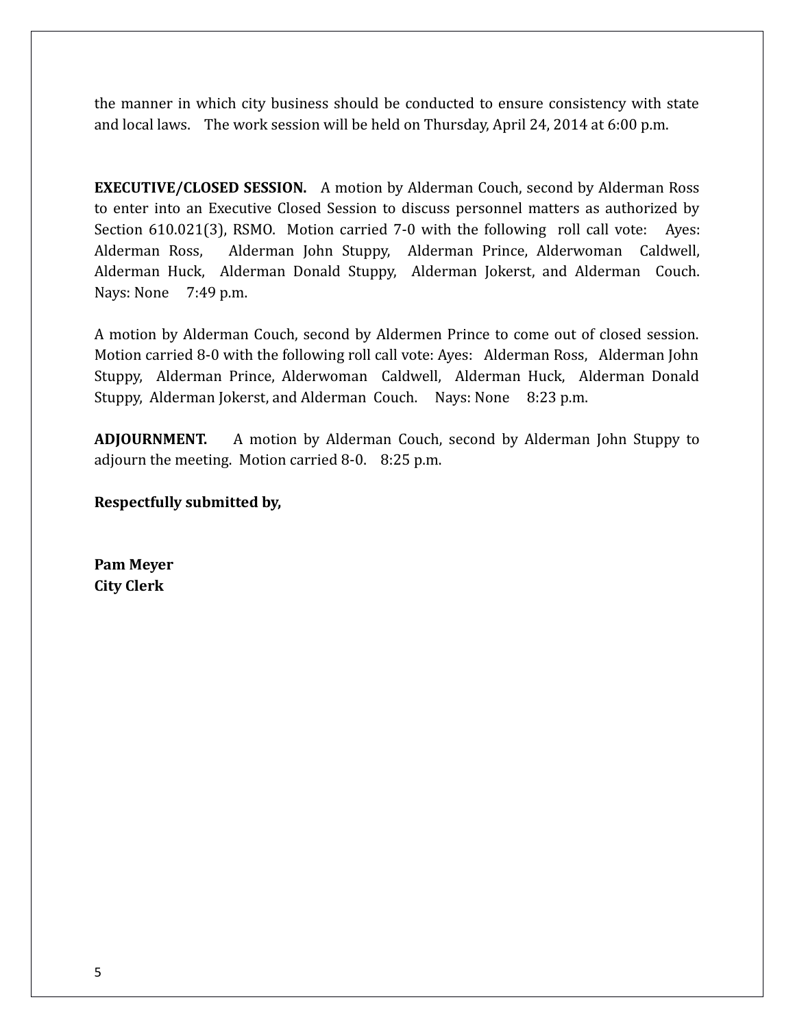the manner in which city business should be conducted to ensure consistency with state and local laws. The work session will be held on Thursday, April 24, 2014 at 6:00 p.m.

**EXECUTIVE/CLOSED SESSION.** A motion by Alderman Couch, second by Alderman Ross to enter into an Executive Closed Session to discuss personnel matters as authorized by Section 610.021(3), RSMO. Motion carried 7-0 with the following roll call vote: Ayes: Alderman Ross, Alderman John Stuppy, Alderman Prince, Alderwoman Caldwell, Alderman Huck, Alderman Donald Stuppy, Alderman Jokerst, and Alderman Couch. Nays: None 7:49 p.m.

A motion by Alderman Couch, second by Aldermen Prince to come out of closed session. Motion carried 8-0 with the following roll call vote: Ayes: Alderman Ross, Alderman John Stuppy, Alderman Prince, Alderwoman Caldwell, Alderman Huck, Alderman Donald Stuppy, Alderman Jokerst, and Alderman Couch. Nays: None 8:23 p.m.

**ADJOURNMENT.** A motion by Alderman Couch, second by Alderman John Stuppy to adjourn the meeting. Motion carried 8-0. 8:25 p.m.

**Respectfully submitted by,**

**Pam Meyer**  
**City Clerk**